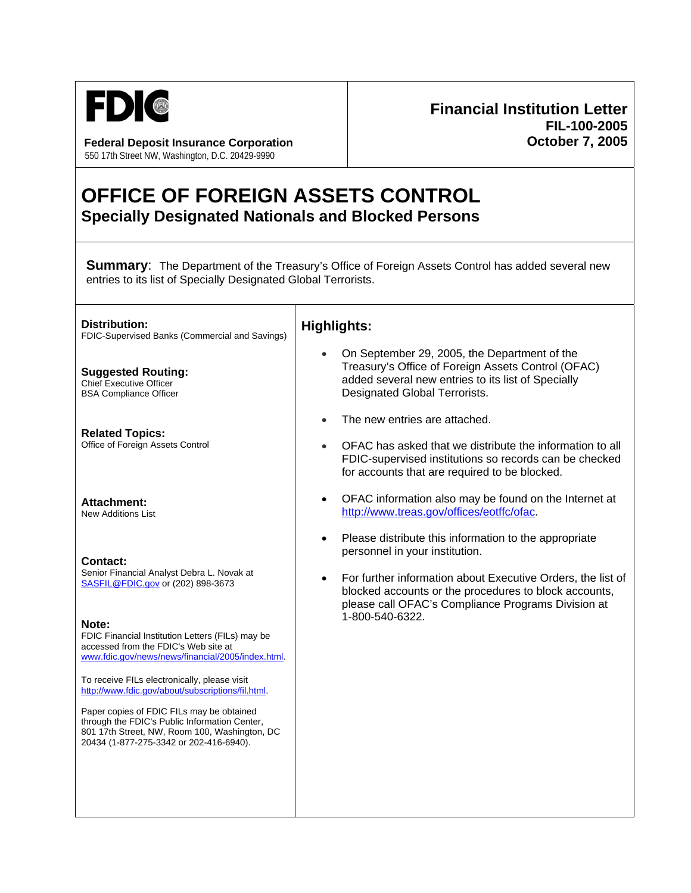FDIC

**Federal Deposit Insurance Corporation**
550 17th Street NW, Washington, D.C. 20429-9990

**Financial Institution Letter**
**FIL-100-2005**
**October 7, 2005**

# OFFICE OF FOREIGN ASSETS CONTROL

## Specially Designated Nationals and Blocked Persons

**Summary**: The Department of the Treasury's Office of Foreign Assets Control has added several new entries to its list of Specially Designated Global Terrorists.

**Distribution:**
FDIC-Supervised Banks (Commercial and Savings)

**Suggested Routing:**
Chief Executive Officer
BSA Compliance Officer

**Related Topics:**
Office of Foreign Assets Control

**Attachment:**
New Additions List

**Contact:**
Senior Financial Analyst Debra L. Novak at SASFIL@FDIC.gov or (202) 898-3673

**Note:**
FDIC Financial Institution Letters (FILs) may be accessed from the FDIC's Web site at www.fdic.gov/news/news/financial/2005/index.html.

To receive FILs electronically, please visit http://www.fdic.gov/about/subscriptions/fil.html.

Paper copies of FDIC FILs may be obtained through the FDIC's Public Information Center, 801 17th Street, NW, Room 100, Washington, DC 20434 (1-877-275-3342 or 202-416-6940).

## Highlights:

- On September 29, 2005, the Department of the Treasury's Office of Foreign Assets Control (OFAC) added several new entries to its list of Specially Designated Global Terrorists.
- The new entries are attached.
- OFAC has asked that we distribute the information to all FDIC-supervised institutions so records can be checked for accounts that are required to be blocked.
- OFAC information also may be found on the Internet at http://www.treas.gov/offices/eotffc/ofac.
- Please distribute this information to the appropriate personnel in your institution.
- For further information about Executive Orders, the list of blocked accounts or the procedures to block accounts, please call OFAC's Compliance Programs Division at 1-800-540-6322.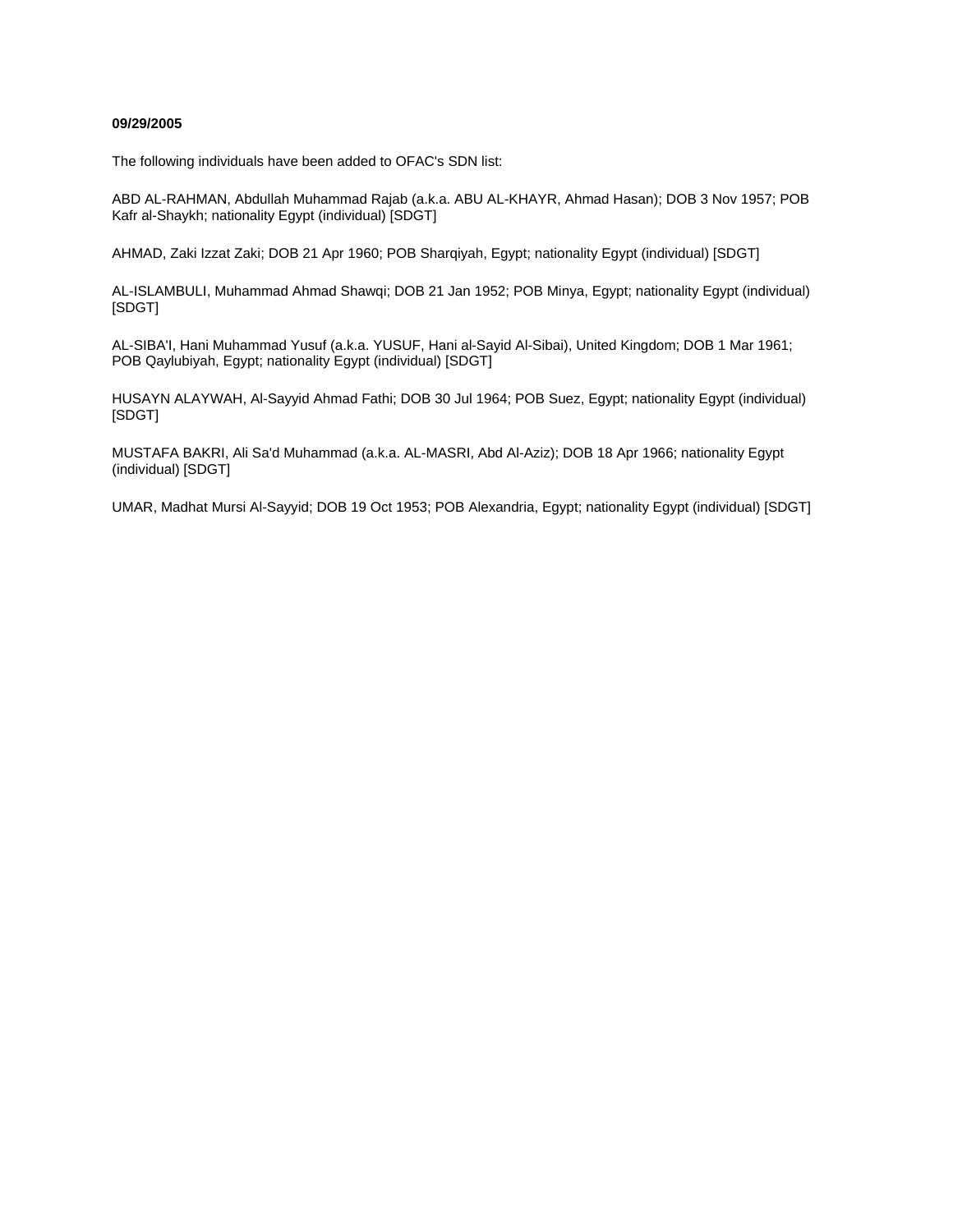**09/29/2005**

The following individuals have been added to OFAC's SDN list:

ABD AL-RAHMAN, Abdullah Muhammad Rajab (a.k.a. ABU AL-KHAYR, Ahmad Hasan); DOB 3 Nov 1957; POB Kafr al-Shaykh; nationality Egypt (individual) [SDGT]

AHMAD, Zaki Izzat Zaki; DOB 21 Apr 1960; POB Sharqiyah, Egypt; nationality Egypt (individual) [SDGT]

AL-ISLAMBULI, Muhammad Ahmad Shawqi; DOB 21 Jan 1952; POB Minya, Egypt; nationality Egypt (individual) [SDGT]

AL-SIBA'I, Hani Muhammad Yusuf (a.k.a. YUSUF, Hani al-Sayid Al-Sibai), United Kingdom; DOB 1 Mar 1961; POB Qaylubiyah, Egypt; nationality Egypt (individual) [SDGT]

HUSAYN ALAYWAH, Al-Sayyid Ahmad Fathi; DOB 30 Jul 1964; POB Suez, Egypt; nationality Egypt (individual) [SDGT]

MUSTAFA BAKRI, Ali Sa'd Muhammad (a.k.a. AL-MASRI, Abd Al-Aziz); DOB 18 Apr 1966; nationality Egypt (individual) [SDGT]

UMAR, Madhat Mursi Al-Sayyid; DOB 19 Oct 1953; POB Alexandria, Egypt; nationality Egypt (individual) [SDGT]